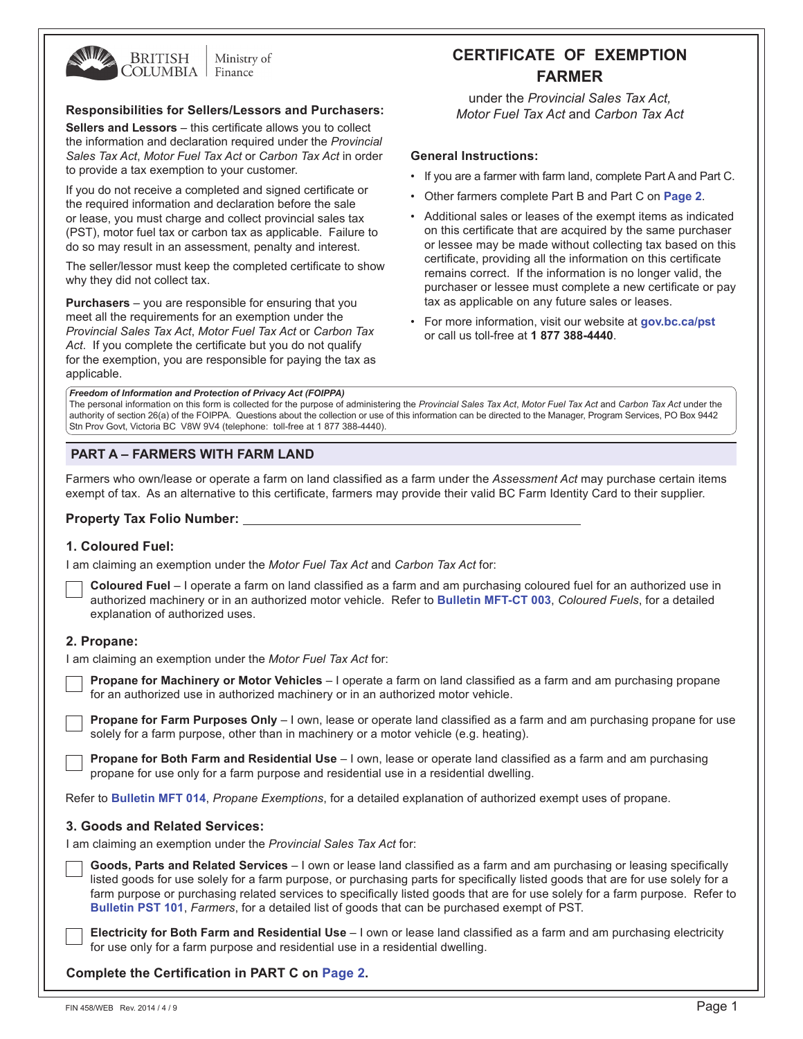BRITISH COLUMBIA | Ministry of Finance

# CERTIFICATE OF EXEMPTION FARMER

under the *Provincial Sales Tax Act, Motor Fuel Tax Act* and *Carbon Tax Act*

**Responsibilities for Sellers/Lessors and Purchasers:**

**Sellers and Lessors** – this certificate allows you to collect the information and declaration required under the *Provincial Sales Tax Act*, *Motor Fuel Tax Act* or *Carbon Tax Act* in order to provide a tax exemption to your customer.

If you do not receive a completed and signed certificate or the required information and declaration before the sale or lease, you must charge and collect provincial sales tax (PST), motor fuel tax or carbon tax as applicable. Failure to do so may result in an assessment, penalty and interest.

The seller/lessor must keep the completed certificate to show why they did not collect tax.

**Purchasers** – you are responsible for ensuring that you meet all the requirements for an exemption under the *Provincial Sales Tax Act*, *Motor Fuel Tax Act* or *Carbon Tax Act*. If you complete the certificate but you do not qualify for the exemption, you are responsible for paying the tax as applicable.

**General Instructions:**

- If you are a farmer with farm land, complete Part A and Part C.
- Other farmers complete Part B and Part C on **Page 2**.
- Additional sales or leases of the exempt items as indicated on this certificate that are acquired by the same purchaser or lessee may be made without collecting tax based on this certificate, providing all the information on this certificate remains correct. If the information is no longer valid, the purchaser or lessee must complete a new certificate or pay tax as applicable on any future sales or leases.
- For more information, visit our website at **gov.bc.ca/pst** or call us toll-free at **1 877 388-4440**.

***Freedom of Information and Protection of Privacy Act (FOIPPA)***
The personal information on this form is collected for the purpose of administering the *Provincial Sales Tax Act*, *Motor Fuel Tax Act* and *Carbon Tax Act* under the authority of section 26(a) of the FOIPPA. Questions about the collection or use of this information can be directed to the Manager, Program Services, PO Box 9442 Stn Prov Govt, Victoria BC V8W 9V4 (telephone: toll-free at 1 877 388-4440).

## PART A – FARMERS WITH FARM LAND

Farmers who own/lease or operate a farm on land classified as a farm under the *Assessment Act* may purchase certain items exempt of tax. As an alternative to this certificate, farmers may provide their valid BC Farm Identity Card to their supplier.

**Property Tax Folio Number:** ______________________________

### 1. Coloured Fuel:

I am claiming an exemption under the *Motor Fuel Tax Act* and *Carbon Tax Act* for:

☐ **Coloured Fuel** – I operate a farm on land classified as a farm and am purchasing coloured fuel for an authorized use in authorized machinery or in an authorized motor vehicle. Refer to **Bulletin MFT-CT 003**, *Coloured Fuels*, for a detailed explanation of authorized uses.

### 2. Propane:

I am claiming an exemption under the *Motor Fuel Tax Act* for:

☐ **Propane for Machinery or Motor Vehicles** – I operate a farm on land classified as a farm and am purchasing propane for an authorized use in authorized machinery or in an authorized motor vehicle.

☐ **Propane for Farm Purposes Only** – I own, lease or operate land classified as a farm and am purchasing propane for use solely for a farm purpose, other than in machinery or a motor vehicle (e.g. heating).

☐ **Propane for Both Farm and Residential Use** – I own, lease or operate land classified as a farm and am purchasing propane for use only for a farm purpose and residential use in a residential dwelling.

Refer to **Bulletin MFT 014**, *Propane Exemptions*, for a detailed explanation of authorized exempt uses of propane.

### 3. Goods and Related Services:

I am claiming an exemption under the *Provincial Sales Tax Act* for:

☐ **Goods, Parts and Related Services** – I own or lease land classified as a farm and am purchasing or leasing specifically listed goods for use solely for a farm purpose, or purchasing parts for specifically listed goods that are for use solely for a farm purpose or purchasing related services to specifically listed goods that are for use solely for a farm purpose. Refer to **Bulletin PST 101**, *Farmers*, for a detailed list of goods that can be purchased exempt of PST.

☐ **Electricity for Both Farm and Residential Use** – I own or lease land classified as a farm and am purchasing electricity for use only for a farm purpose and residential use in a residential dwelling.

**Complete the Certification in PART C on Page 2.**

FIN 458/WEB Rev. 2014 / 4 / 9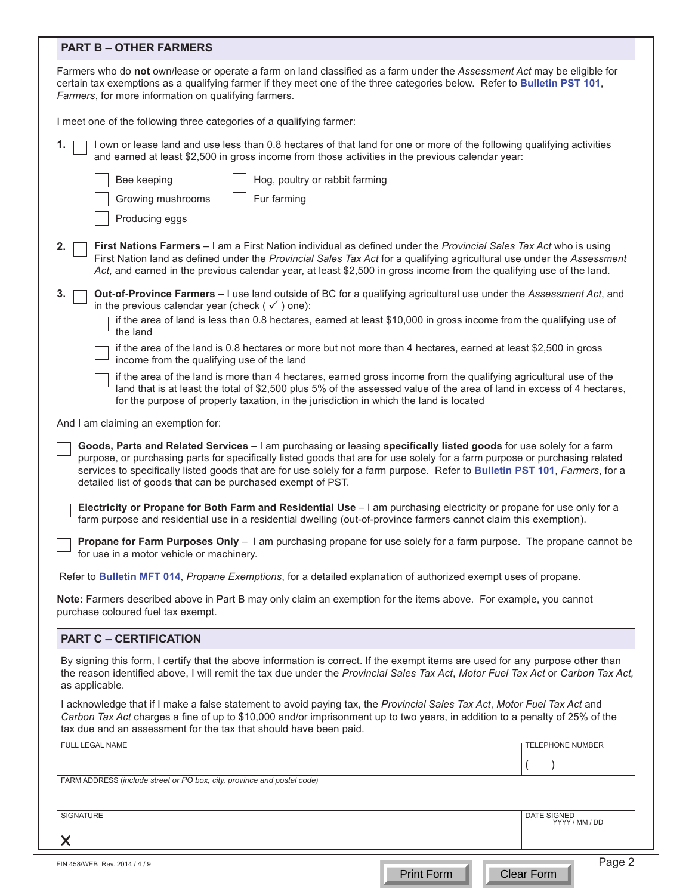## PART B – OTHER FARMERS

Farmers who do **not** own/lease or operate a farm on land classified as a farm under the *Assessment Act* may be eligible for certain tax exemptions as a qualifying farmer if they meet one of the three categories below. Refer to **Bulletin PST 101**, *Farmers*, for more information on qualifying farmers.

I meet one of the following three categories of a qualifying farmer:

1. ☐ I own or lease land and use less than 0.8 hectares of that land for one or more of the following qualifying activities and earned at least $2,500 in gross income from those activities in the previous calendar year:
   - ☐ Bee keeping
   - ☐ Hog, poultry or rabbit farming
   - ☐ Growing mushrooms
   - ☐ Fur farming
   - ☐ Producing eggs

2. ☐ **First Nations Farmers** – I am a First Nation individual as defined under the *Provincial Sales Tax Act* who is using First Nation land as defined under the *Provincial Sales Tax Act* for a qualifying agricultural use under the *Assessment Act*, and earned in the previous calendar year, at least $2,500 in gross income from the qualifying use of the land.

3. ☐ **Out-of-Province Farmers** – I use land outside of BC for a qualifying agricultural use under the *Assessment Act*, and in the previous calendar year (check ( ✓ ) one):
   - ☐ if the area of land is less than 0.8 hectares, earned at least $10,000 in gross income from the qualifying use of the land
   - ☐ if the area of the land is 0.8 hectares or more but not more than 4 hectares, earned at least $2,500 in gross income from the qualifying use of the land
   - ☐ if the area of the land is more than 4 hectares, earned gross income from the qualifying agricultural use of the land that is at least the total of $2,500 plus 5% of the assessed value of the area of land in excess of 4 hectares, for the purpose of property taxation, in the jurisdiction in which the land is located

And I am claiming an exemption for:

☐ **Goods, Parts and Related Services** – I am purchasing or leasing **specifically listed goods** for use solely for a farm purpose, or purchasing parts for specifically listed goods that are for use solely for a farm purpose or purchasing related services to specifically listed goods that are for use solely for a farm purpose. Refer to **Bulletin PST 101**, *Farmers*, for a detailed list of goods that can be purchased exempt of PST.

☐ **Electricity or Propane for Both Farm and Residential Use** – I am purchasing electricity or propane for use only for a farm purpose and residential use in a residential dwelling (out-of-province farmers cannot claim this exemption).

☐ **Propane for Farm Purposes Only** – I am purchasing propane for use solely for a farm purpose. The propane cannot be for use in a motor vehicle or machinery.

Refer to **Bulletin MFT 014**, *Propane Exemptions*, for a detailed explanation of authorized exempt uses of propane.

**Note:** Farmers described above in Part B may only claim an exemption for the items above. For example, you cannot purchase coloured fuel tax exempt.

## PART C – CERTIFICATION

By signing this form, I certify that the above information is correct. If the exempt items are used for any purpose other than the reason identified above, I will remit the tax due under the *Provincial Sales Tax Act*, *Motor Fuel Tax Act* or *Carbon Tax Act*, as applicable.

I acknowledge that if I make a false statement to avoid paying tax, the *Provincial Sales Tax Act*, *Motor Fuel Tax Act* and *Carbon Tax Act* charges a fine of up to $10,000 and/or imprisonment up to two years, in addition to a penalty of 25% of the tax due and an assessment for the tax that should have been paid.

| FULL LEGAL NAME | TELEPHONE NUMBER |
|---|---|
| | (    ) |
| FARM ADDRESS (*include street or PO box, city, province and postal code*) | |
| | |
| SIGNATURE | DATE SIGNED YYYY / MM / DD |
| X | |

FIN 458/WEB Rev. 2014 / 4 / 9

Print Form | Clear Form